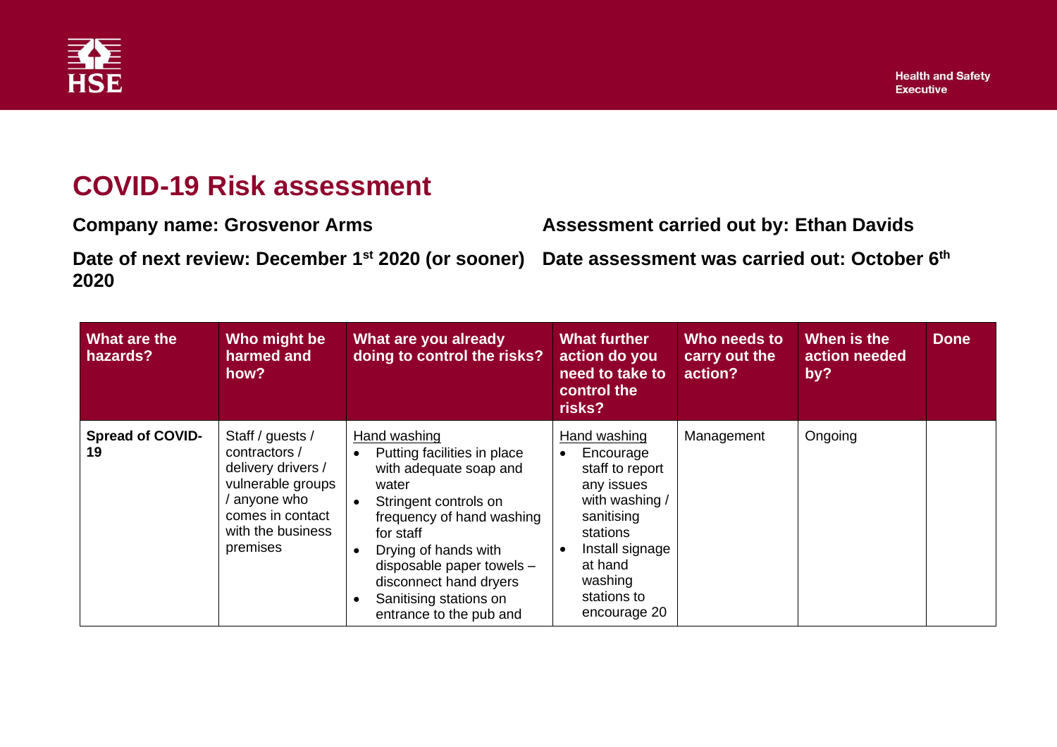# COVID-19 Risk assessment

**Company name: Grosvenor Arms**

**Assessment carried out by: Ethan Davids**

**Date of next review: December 1st 2020 (or sooner)**

**Date assessment was carried out: October 6th 2020**

| What are the hazards? | Who might be harmed and how? | What are you already doing to control the risks? | What further action do you need to take to control the risks? | Who needs to carry out the action? | When is the action needed by? | Done |
|---|---|---|---|---|---|---|
| **Spread of COVID-19** | Staff / guests / contractors / delivery drivers / vulnerable groups / anyone who comes in contact with the business premises | <u>Hand washing</u><br>• Putting facilities in place with adequate soap and water<br>• Stringent controls on frequency of hand washing for staff<br>• Drying of hands with disposable paper towels – disconnect hand dryers<br>• Sanitising stations on entrance to the pub and | <u>Hand washing</u><br>• Encourage staff to report any issues with washing / sanitising stations<br>• Install signage at hand washing stations to encourage 20 | Management | Ongoing | |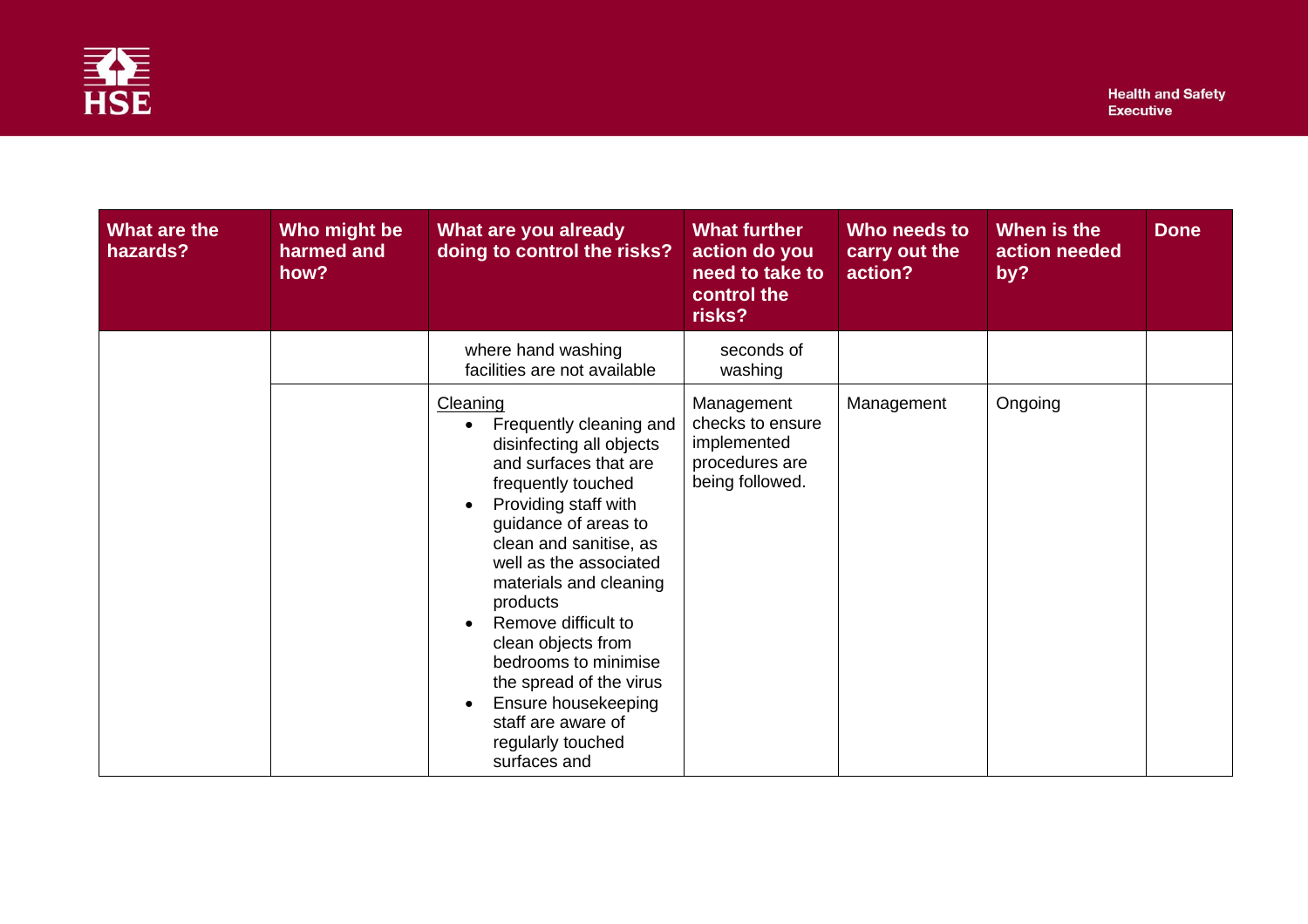| What are the hazards? | Who might be harmed and how? | What are you already doing to control the risks? | What further action do you need to take to control the risks? | Who needs to carry out the action? | When is the action needed by? | Done |
|---|---|---|---|---|---|---|
| | | where hand washing facilities are not available | seconds of washing | | | |
| | | <u>Cleaning</u><br>• Frequently cleaning and disinfecting all objects and surfaces that are frequently touched<br>• Providing staff with guidance of areas to clean and sanitise, as well as the associated materials and cleaning products<br>• Remove difficult to clean objects from bedrooms to minimise the spread of the virus<br>• Ensure housekeeping staff are aware of regularly touched surfaces and | Management checks to ensure implemented procedures are being followed. | Management | Ongoing | |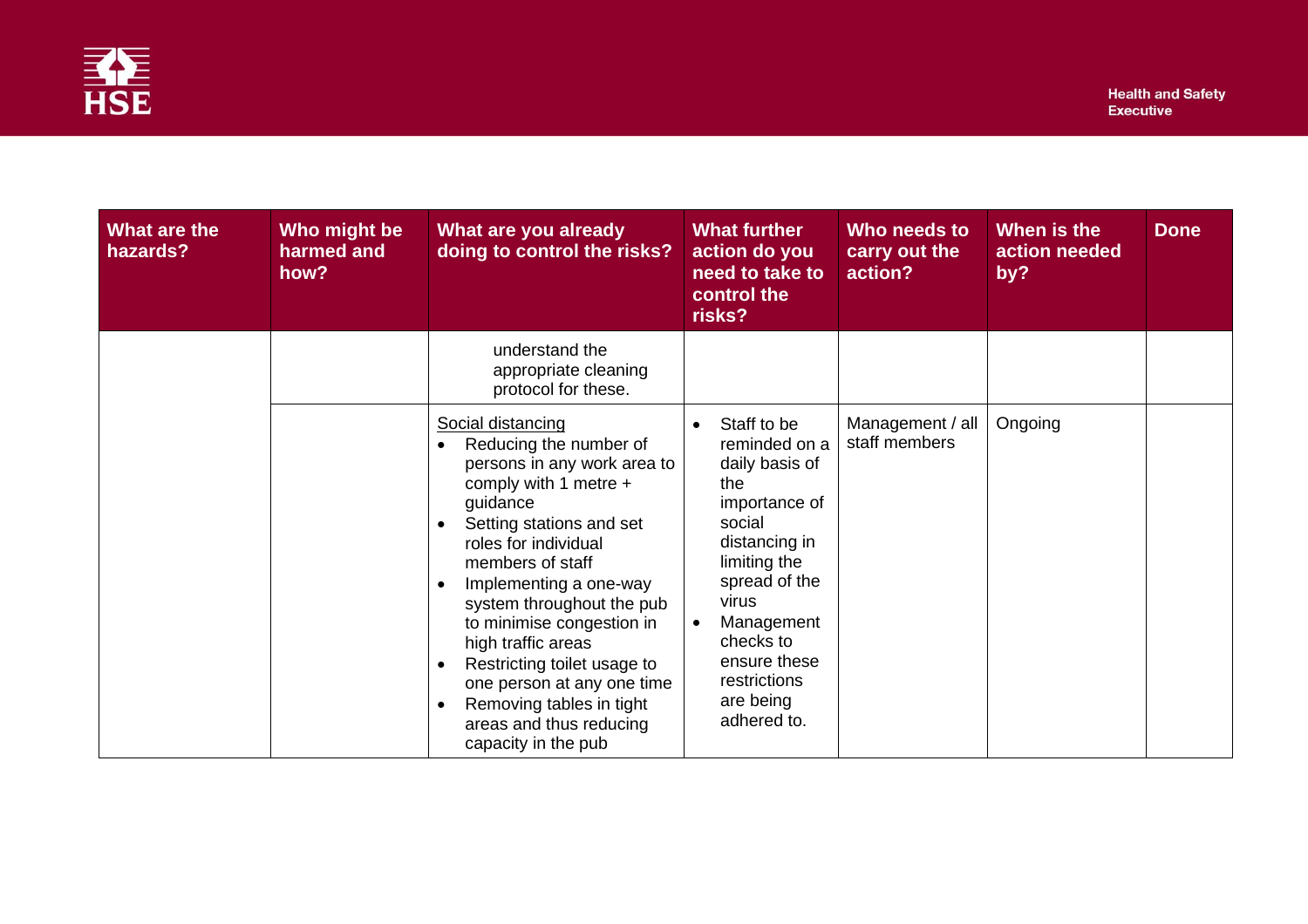| What are the hazards? | Who might be harmed and how? | What are you already doing to control the risks? | What further action do you need to take to control the risks? | Who needs to carry out the action? | When is the action needed by? | Done |
|---|---|---|---|---|---|---|
| | | understand the appropriate cleaning protocol for these. | | | | |
| | | Social distancing<br>• Reducing the number of persons in any work area to comply with 1 metre + guidance<br>• Setting stations and set roles for individual members of staff<br>• Implementing a one-way system throughout the pub to minimise congestion in high traffic areas<br>• Restricting toilet usage to one person at any one time<br>• Removing tables in tight areas and thus reducing capacity in the pub | • Staff to be reminded on a daily basis of the importance of social distancing in limiting the spread of the virus<br>• Management checks to ensure these restrictions are being adhered to. | Management / all staff members | Ongoing | |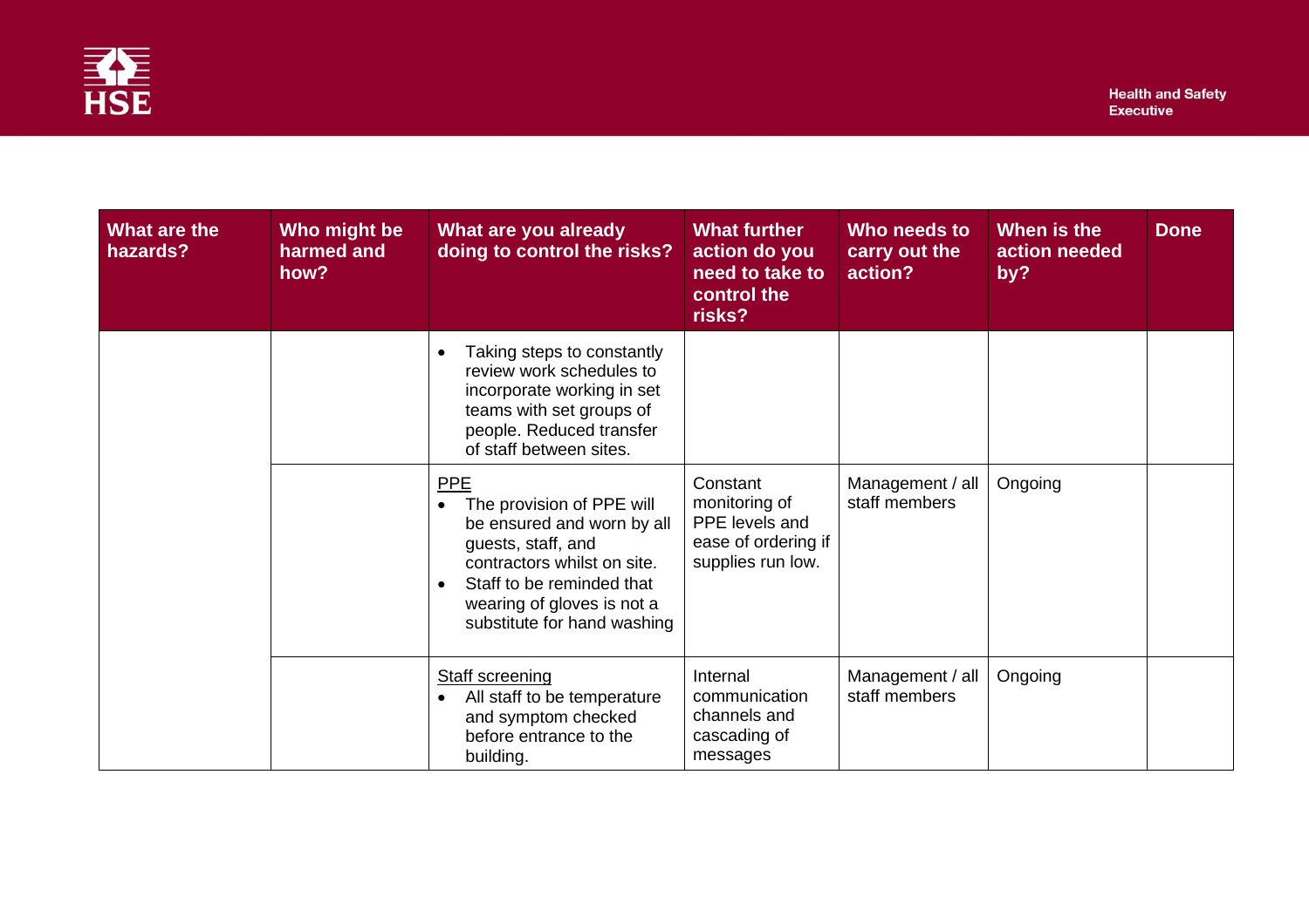| What are the hazards? | Who might be harmed and how? | What are you already doing to control the risks? | What further action do you need to take to control the risks? | Who needs to carry out the action? | When is the action needed by? | Done |
| --- | --- | --- | --- | --- | --- | --- |
| | | • Taking steps to constantly review work schedules to incorporate working in set teams with set groups of people. Reduced transfer of staff between sites. | | | | |
| | | PPE<br>• The provision of PPE will be ensured and worn by all guests, staff, and contractors whilst on site.<br>• Staff to be reminded that wearing of gloves is not a substitute for hand washing | Constant monitoring of PPE levels and ease of ordering if supplies run low. | Management / all staff members | Ongoing | |
| | | Staff screening<br>• All staff to be temperature and symptom checked before entrance to the building. | Internal communication channels and cascading of messages | Management / all staff members | Ongoing | |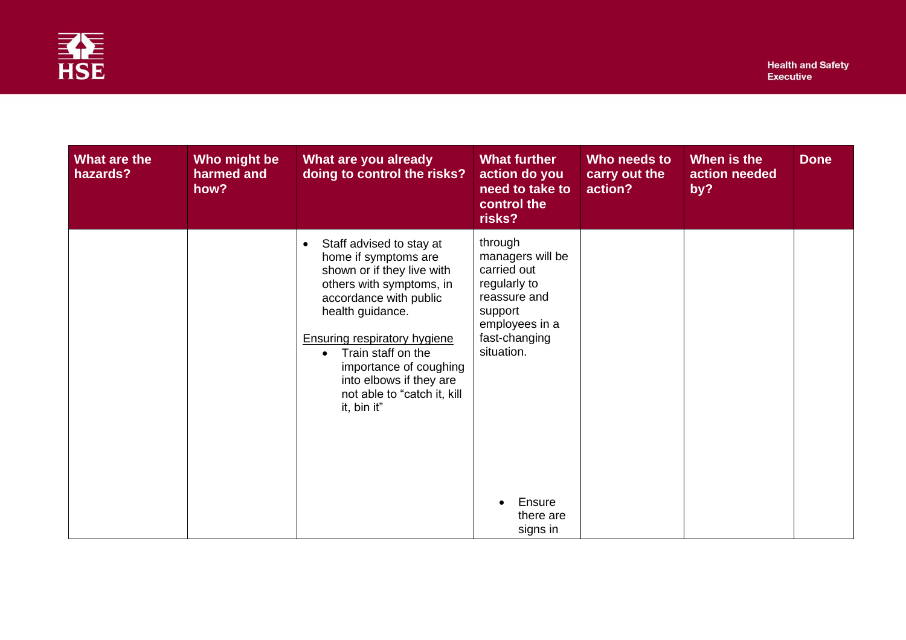| What are the hazards? | Who might be harmed and how? | What are you already doing to control the risks? | What further action do you need to take to control the risks? | Who needs to carry out the action? | When is the action needed by? | Done |
|---|---|---|---|---|---|---|
| | | • Staff advised to stay at home if symptoms are shown or if they live with others with symptoms, in accordance with public health guidance.<br><br><u>Ensuring respiratory hygiene</u><br>• Train staff on the importance of coughing into elbows if they are not able to "catch it, kill it, bin it" | through managers will be carried out regularly to reassure and support employees in a fast-changing situation.<br><br>• Ensure there are signs in | | | |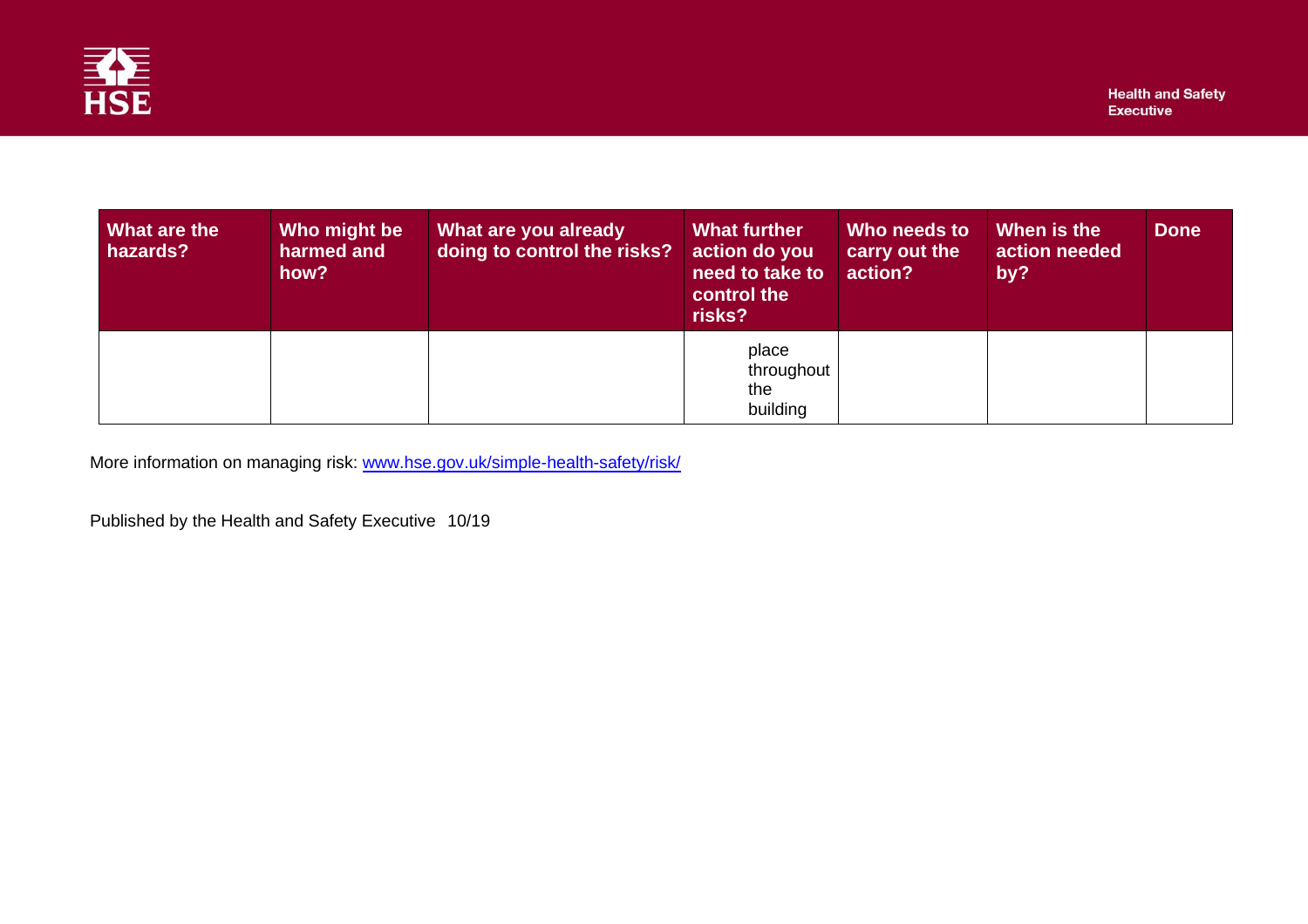| What are the hazards? | Who might be harmed and how? | What are you already doing to control the risks? | What further action do you need to take to control the risks? | Who needs to carry out the action? | When is the action needed by? | Done |
|---|---|---|---|---|---|---|
| | | | place throughout the building | | | |

More information on managing risk: [www.hse.gov.uk/simple-health-safety/risk/](http://www.hse.gov.uk/simple-health-safety/risk/)

Published by the Health and Safety Executive 10/19